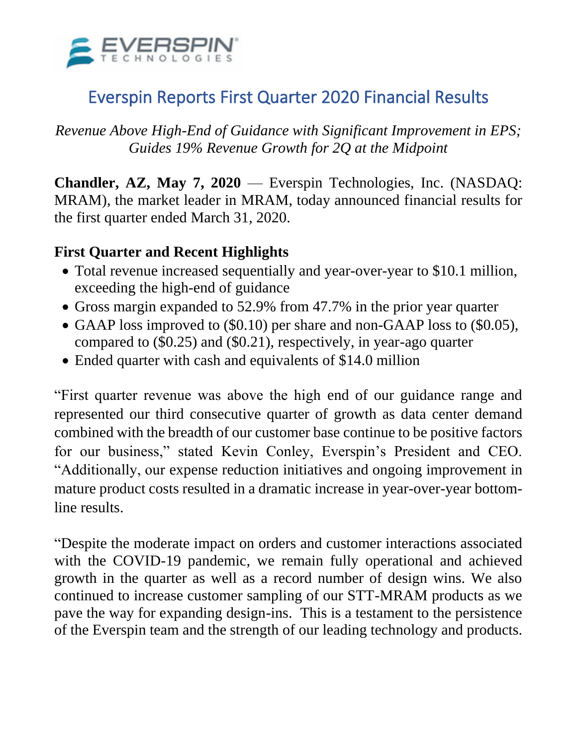# Everspin Reports First Quarter 2020 Financial Results

*Revenue Above High-End of Guidance with Significant Improvement in EPS; Guides 19% Revenue Growth for 2Q at the Midpoint*

**Chandler, AZ, May 7, 2020** — Everspin Technologies, Inc. (NASDAQ: MRAM), the market leader in MRAM, today announced financial results for the first quarter ended March 31, 2020.

## First Quarter and Recent Highlights

- Total revenue increased sequentially and year-over-year to $10.1 million, exceeding the high-end of guidance
- Gross margin expanded to 52.9% from 47.7% in the prior year quarter
- GAAP loss improved to ($0.10) per share and non-GAAP loss to ($0.05), compared to ($0.25) and ($0.21), respectively, in year-ago quarter
- Ended quarter with cash and equivalents of $14.0 million

"First quarter revenue was above the high end of our guidance range and represented our third consecutive quarter of growth as data center demand combined with the breadth of our customer base continue to be positive factors for our business," stated Kevin Conley, Everspin's President and CEO. "Additionally, our expense reduction initiatives and ongoing improvement in mature product costs resulted in a dramatic increase in year-over-year bottom-line results.

"Despite the moderate impact on orders and customer interactions associated with the COVID-19 pandemic, we remain fully operational and achieved growth in the quarter as well as a record number of design wins. We also continued to increase customer sampling of our STT-MRAM products as we pave the way for expanding design-ins. This is a testament to the persistence of the Everspin team and the strength of our leading technology and products.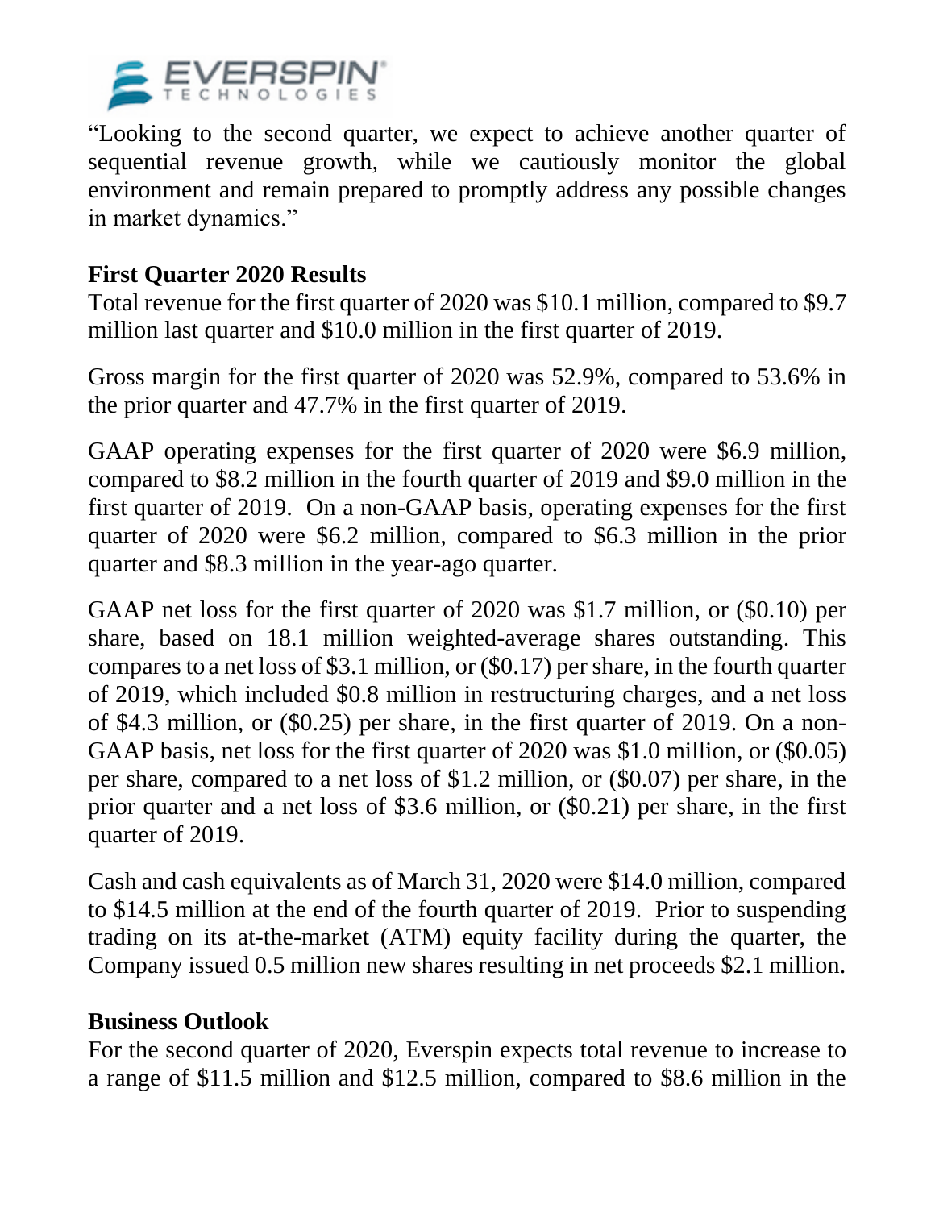"Looking to the second quarter, we expect to achieve another quarter of sequential revenue growth, while we cautiously monitor the global environment and remain prepared to promptly address any possible changes in market dynamics."

## First Quarter 2020 Results

Total revenue for the first quarter of 2020 was $10.1 million, compared to $9.7 million last quarter and $10.0 million in the first quarter of 2019.

Gross margin for the first quarter of 2020 was 52.9%, compared to 53.6% in the prior quarter and 47.7% in the first quarter of 2019.

GAAP operating expenses for the first quarter of 2020 were $6.9 million, compared to $8.2 million in the fourth quarter of 2019 and $9.0 million in the first quarter of 2019. On a non-GAAP basis, operating expenses for the first quarter of 2020 were $6.2 million, compared to $6.3 million in the prior quarter and $8.3 million in the year-ago quarter.

GAAP net loss for the first quarter of 2020 was $1.7 million, or ($0.10) per share, based on 18.1 million weighted-average shares outstanding. This compares to a net loss of $3.1 million, or ($0.17) per share, in the fourth quarter of 2019, which included $0.8 million in restructuring charges, and a net loss of $4.3 million, or ($0.25) per share, in the first quarter of 2019. On a non-GAAP basis, net loss for the first quarter of 2020 was $1.0 million, or ($0.05) per share, compared to a net loss of $1.2 million, or ($0.07) per share, in the prior quarter and a net loss of $3.6 million, or ($0.21) per share, in the first quarter of 2019.

Cash and cash equivalents as of March 31, 2020 were $14.0 million, compared to $14.5 million at the end of the fourth quarter of 2019. Prior to suspending trading on its at-the-market (ATM) equity facility during the quarter, the Company issued 0.5 million new shares resulting in net proceeds $2.1 million.

## Business Outlook

For the second quarter of 2020, Everspin expects total revenue to increase to a range of $11.5 million and $12.5 million, compared to $8.6 million in the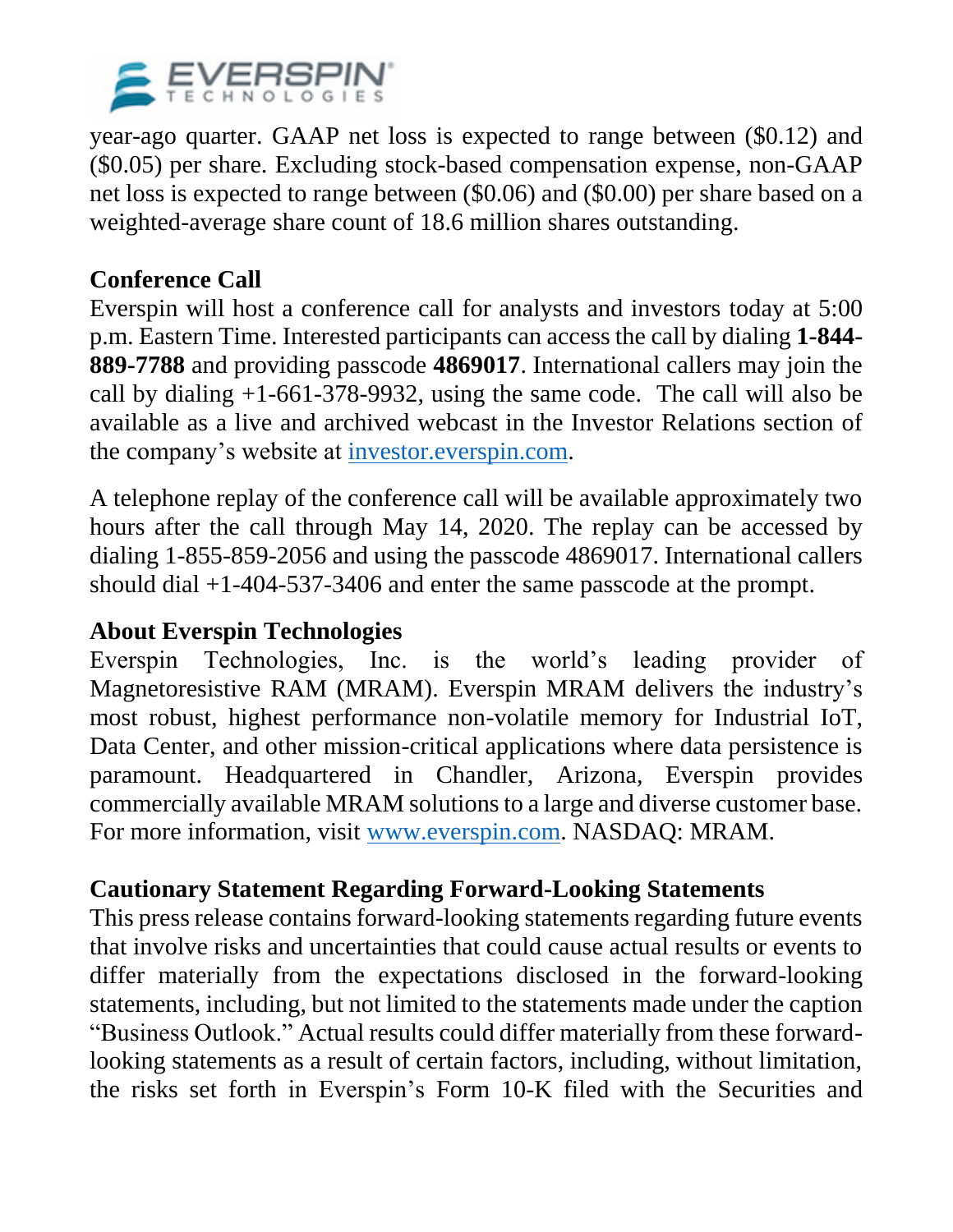year-ago quarter. GAAP net loss is expected to range between ($0.12) and ($0.05) per share. Excluding stock-based compensation expense, non-GAAP net loss is expected to range between ($0.06) and ($0.00) per share based on a weighted-average share count of 18.6 million shares outstanding.

**Conference Call**

Everspin will host a conference call for analysts and investors today at 5:00 p.m. Eastern Time. Interested participants can access the call by dialing **1-844-889-7788** and providing passcode **4869017**. International callers may join the call by dialing +1-661-378-9932, using the same code. The call will also be available as a live and archived webcast in the Investor Relations section of the company's website at [investor.everspin.com](investor.everspin.com).

A telephone replay of the conference call will be available approximately two hours after the call through May 14, 2020. The replay can be accessed by dialing 1-855-859-2056 and using the passcode 4869017. International callers should dial +1-404-537-3406 and enter the same passcode at the prompt.

**About Everspin Technologies**

Everspin Technologies, Inc. is the world's leading provider of Magnetoresistive RAM (MRAM). Everspin MRAM delivers the industry's most robust, highest performance non-volatile memory for Industrial IoT, Data Center, and other mission-critical applications where data persistence is paramount. Headquartered in Chandler, Arizona, Everspin provides commercially available MRAM solutions to a large and diverse customer base. For more information, visit [www.everspin.com](www.everspin.com). NASDAQ: MRAM.

**Cautionary Statement Regarding Forward-Looking Statements**

This press release contains forward-looking statements regarding future events that involve risks and uncertainties that could cause actual results or events to differ materially from the expectations disclosed in the forward-looking statements, including, but not limited to the statements made under the caption "Business Outlook." Actual results could differ materially from these forward-looking statements as a result of certain factors, including, without limitation, the risks set forth in Everspin's Form 10-K filed with the Securities and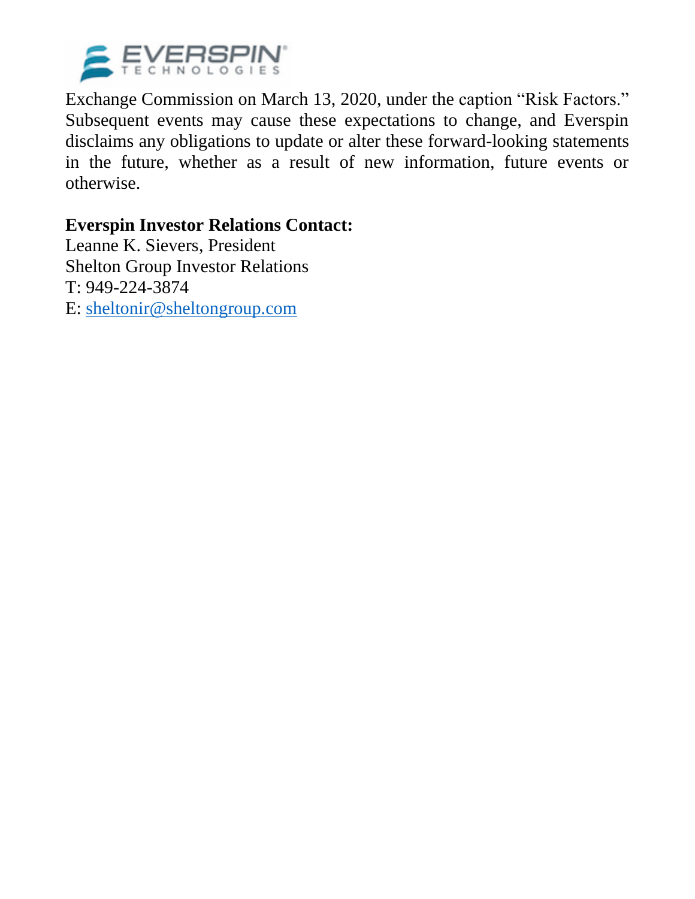Exchange Commission on March 13, 2020, under the caption "Risk Factors." Subsequent events may cause these expectations to change, and Everspin disclaims any obligations to update or alter these forward-looking statements in the future, whether as a result of new information, future events or otherwise.

**Everspin Investor Relations Contact:**
Leanne K. Sievers, President
Shelton Group Investor Relations
T: 949-224-3874
E: sheltonir@sheltongroup.com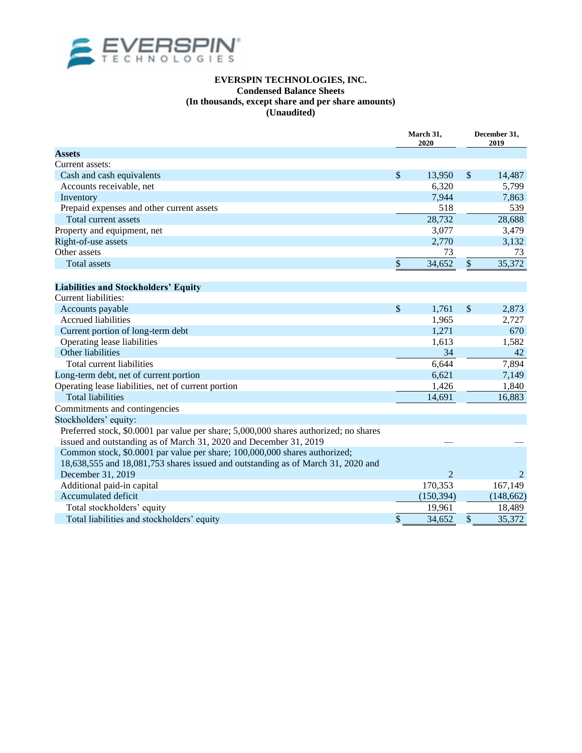**EVERSPIN TECHNOLOGIES, INC.**
**Condensed Balance Sheets**
**(In thousands, except share and per share amounts)**
**(Unaudited)**

| | March 31, 2020 | December 31, 2019 |
|---|---|---|
| **Assets** | | |
| Current assets: | | |
| Cash and cash equivalents | $ 13,950 | $ 14,487 |
| Accounts receivable, net | 6,320 | 5,799 |
| Inventory | 7,944 | 7,863 |
| Prepaid expenses and other current assets | 518 | 539 |
| Total current assets | 28,732 | 28,688 |
| Property and equipment, net | 3,077 | 3,479 |
| Right-of-use assets | 2,770 | 3,132 |
| Other assets | 73 | 73 |
| Total assets | $ 34,652 | $ 35,372 |
| **Liabilities and Stockholders' Equity** | | |
| Current liabilities: | | |
| Accounts payable | $ 1,761 | $ 2,873 |
| Accrued liabilities | 1,965 | 2,727 |
| Current portion of long-term debt | 1,271 | 670 |
| Operating lease liabilities | 1,613 | 1,582 |
| Other liabilities | 34 | 42 |
| Total current liabilities | 6,644 | 7,894 |
| Long-term debt, net of current portion | 6,621 | 7,149 |
| Operating lease liabilities, net of current portion | 1,426 | 1,840 |
| Total liabilities | 14,691 | 16,883 |
| Commitments and contingencies | | |
| Stockholders' equity: | | |
| Preferred stock, $0.0001 par value per share; 5,000,000 shares authorized; no shares issued and outstanding as of March 31, 2020 and December 31, 2019 | — | — |
| Common stock, $0.0001 par value per share; 100,000,000 shares authorized; 18,638,555 and 18,081,753 shares issued and outstanding as of March 31, 2020 and December 31, 2019 | 2 | 2 |
| Additional paid-in capital | 170,353 | 167,149 |
| Accumulated deficit | (150,394) | (148,662) |
| Total stockholders' equity | 19,961 | 18,489 |
| Total liabilities and stockholders' equity | $ 34,652 | $ 35,372 |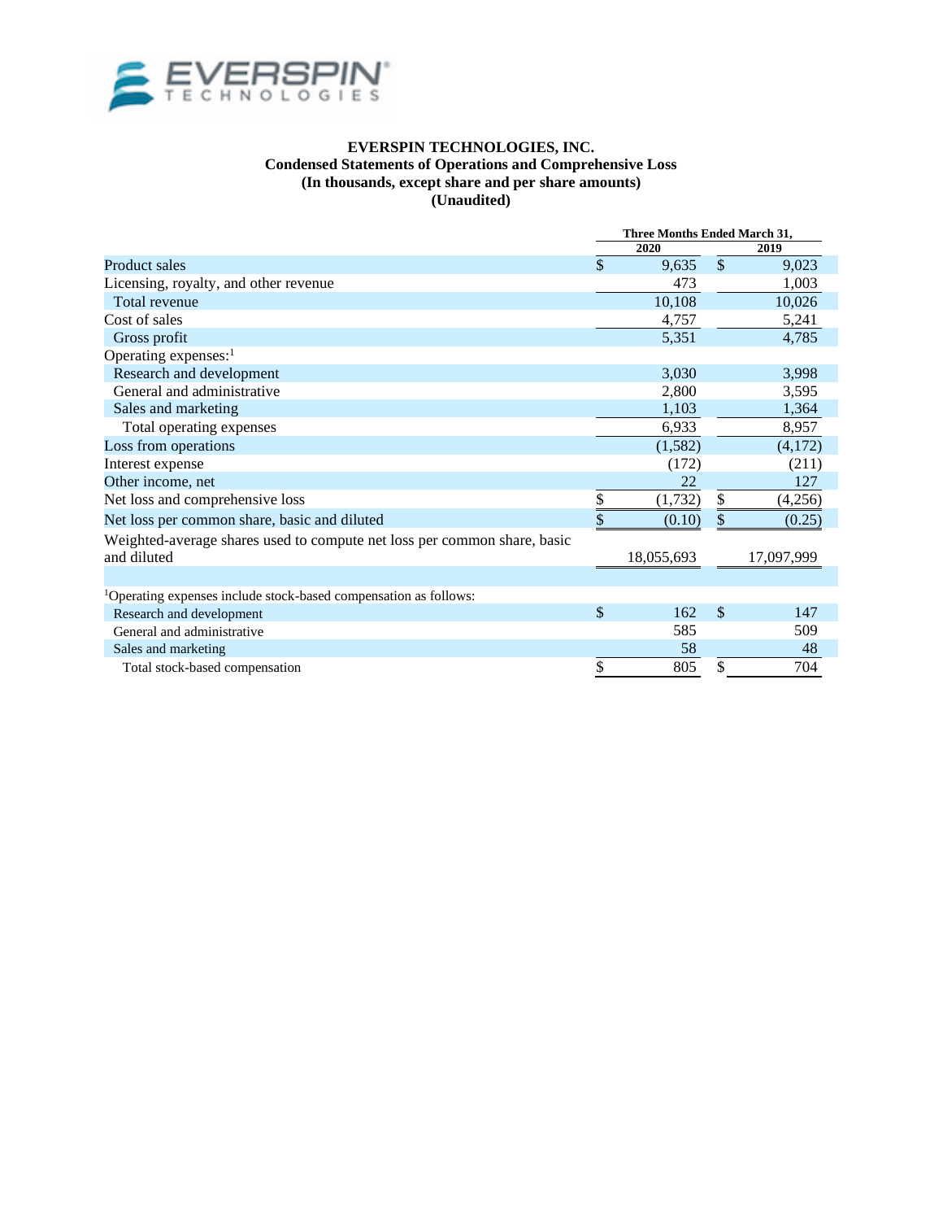**EVERSPIN TECHNOLOGIES, INC.**
**Condensed Statements of Operations and Comprehensive Loss**
**(In thousands, except share and per share amounts)**
**(Unaudited)**

| | Three Months Ended March 31, | |
|---|---|---|
| | 2020 | 2019 |
| Product sales | $ 9,635 | $ 9,023 |
| Licensing, royalty, and other revenue | 473 | 1,003 |
| Total revenue | 10,108 | 10,026 |
| Cost of sales | 4,757 | 5,241 |
| Gross profit | 5,351 | 4,785 |
| Operating expenses:[1] | | |
| Research and development | 3,030 | 3,998 |
| General and administrative | 2,800 | 3,595 |
| Sales and marketing | 1,103 | 1,364 |
| Total operating expenses | 6,933 | 8,957 |
| Loss from operations | (1,582) | (4,172) |
| Interest expense | (172) | (211) |
| Other income, net | 22 | 127 |
| Net loss and comprehensive loss | $ (1,732) | $ (4,256) |
| Net loss per common share, basic and diluted | $ (0.10) | $ (0.25) |
| Weighted-average shares used to compute net loss per common share, basic and diluted | 18,055,693 | 17,097,999 |
| | | |
| [1]Operating expenses include stock-based compensation as follows: | | |
| Research and development | $ 162 | $ 147 |
| General and administrative | 585 | 509 |
| Sales and marketing | 58 | 48 |
| Total stock-based compensation | $ 805 | $ 704 |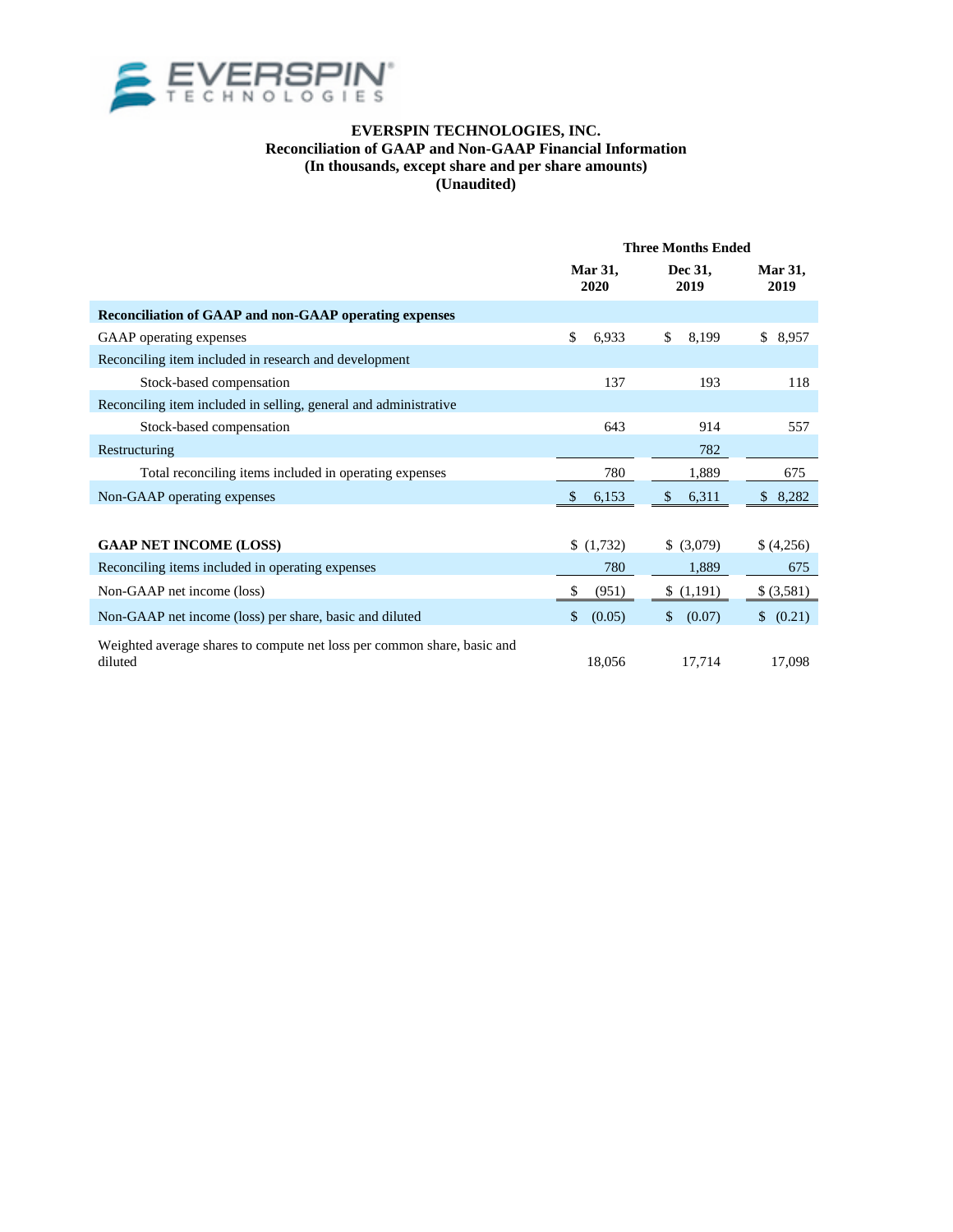**EVERSPIN TECHNOLOGIES, INC.**
**Reconciliation of GAAP and Non-GAAP Financial Information**
**(In thousands, except share and per share amounts)**
**(Unaudited)**

| | Three Months Ended | | |
|---|---|---|---|
| | Mar 31, 2020 | Dec 31, 2019 | Mar 31, 2019 |
| **Reconciliation of GAAP and non-GAAP operating expenses** | | | |
| GAAP operating expenses | $ 6,933 | $ 8,199 | $ 8,957 |
| Reconciling item included in research and development | | | |
| Stock-based compensation | 137 | 193 | 118 |
| Reconciling item included in selling, general and administrative | | | |
| Stock-based compensation | 643 | 914 | 557 |
| Restructuring | | 782 | |
| Total reconciling items included in operating expenses | 780 | 1,889 | 675 |
| Non-GAAP operating expenses | $ 6,153 | $ 6,311 | $ 8,282 |
| | | | |
| **GAAP NET INCOME (LOSS)** | $ (1,732) | $ (3,079) | $ (4,256) |
| Reconciling items included in operating expenses | 780 | 1,889 | 675 |
| Non-GAAP net income (loss) | $ (951) | $ (1,191) | $ (3,581) |
| Non-GAAP net income (loss) per share, basic and diluted | $ (0.05) | $ (0.07) | $ (0.21) |
| Weighted average shares to compute net loss per common share, basic and diluted | 18,056 | 17,714 | 17,098 |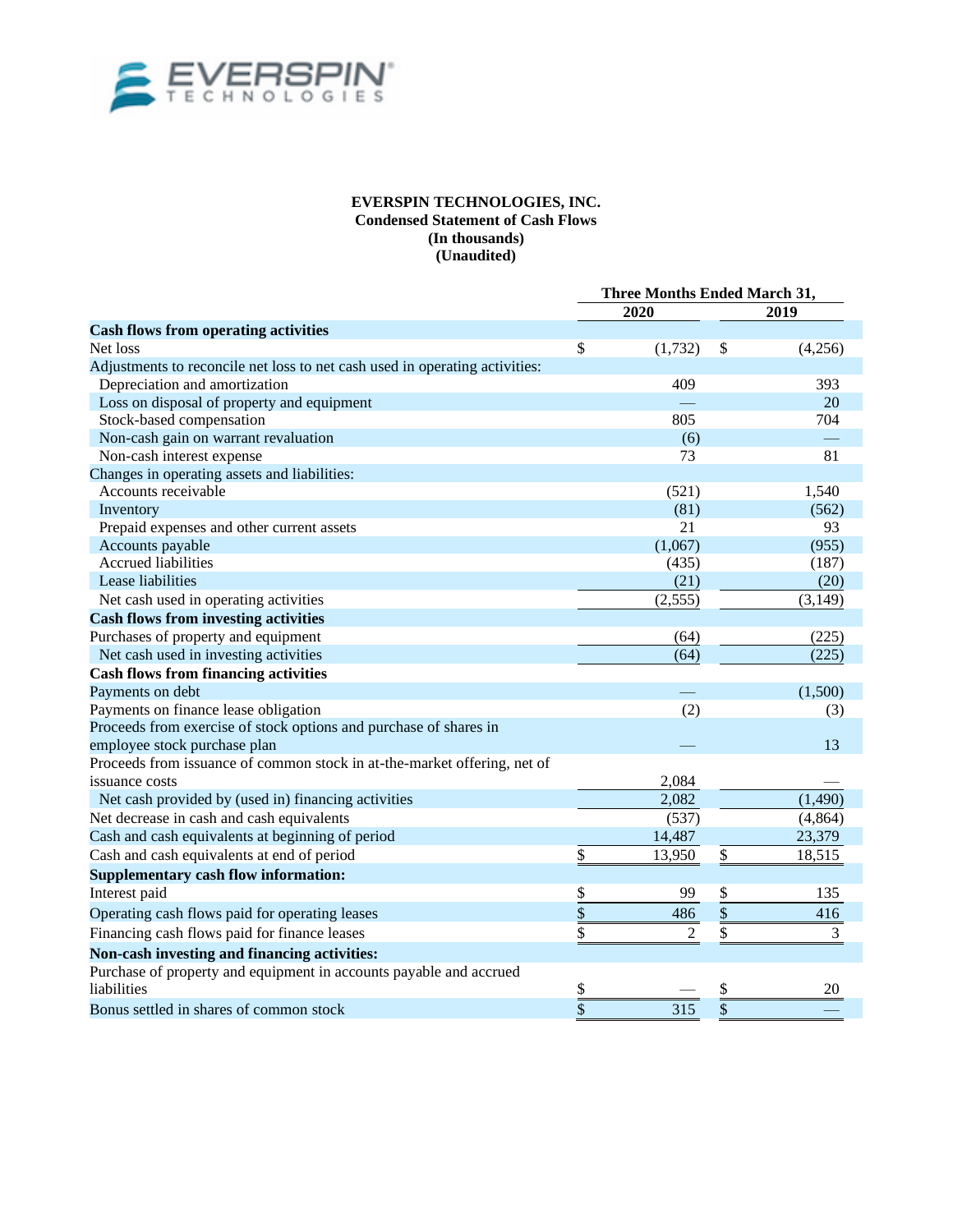**EVERSPIN TECHNOLOGIES, INC.**
**Condensed Statement of Cash Flows**
**(In thousands)**
**(Unaudited)**

| | Three Months Ended March 31, | |
|---|---|---|
| | 2020 | 2019 |
| **Cash flows from operating activities** | | |
| Net loss | $ (1,732) | $ (4,256) |
| Adjustments to reconcile net loss to net cash used in operating activities: | | |
| Depreciation and amortization | 409 | 393 |
| Loss on disposal of property and equipment | — | 20 |
| Stock-based compensation | 805 | 704 |
| Non-cash gain on warrant revaluation | (6) | — |
| Non-cash interest expense | 73 | 81 |
| Changes in operating assets and liabilities: | | |
| Accounts receivable | (521) | 1,540 |
| Inventory | (81) | (562) |
| Prepaid expenses and other current assets | 21 | 93 |
| Accounts payable | (1,067) | (955) |
| Accrued liabilities | (435) | (187) |
| Lease liabilities | (21) | (20) |
| Net cash used in operating activities | (2,555) | (3,149) |
| **Cash flows from investing activities** | | |
| Purchases of property and equipment | (64) | (225) |
| Net cash used in investing activities | (64) | (225) |
| **Cash flows from financing activities** | | |
| Payments on debt | — | (1,500) |
| Payments on finance lease obligation | (2) | (3) |
| Proceeds from exercise of stock options and purchase of shares in employee stock purchase plan | — | 13 |
| Proceeds from issuance of common stock in at-the-market offering, net of issuance costs | 2,084 | — |
| Net cash provided by (used in) financing activities | 2,082 | (1,490) |
| Net decrease in cash and cash equivalents | (537) | (4,864) |
| Cash and cash equivalents at beginning of period | 14,487 | 23,379 |
| Cash and cash equivalents at end of period | $ 13,950 | $ 18,515 |
| **Supplementary cash flow information:** | | |
| Interest paid | $ 99 | $ 135 |
| Operating cash flows paid for operating leases | $ 486 | $ 416 |
| Financing cash flows paid for finance leases | $ 2 | $ 3 |
| **Non-cash investing and financing activities:** | | |
| Purchase of property and equipment in accounts payable and accrued liabilities | $ — | $ 20 |
| Bonus settled in shares of common stock | $ 315 | $ — |